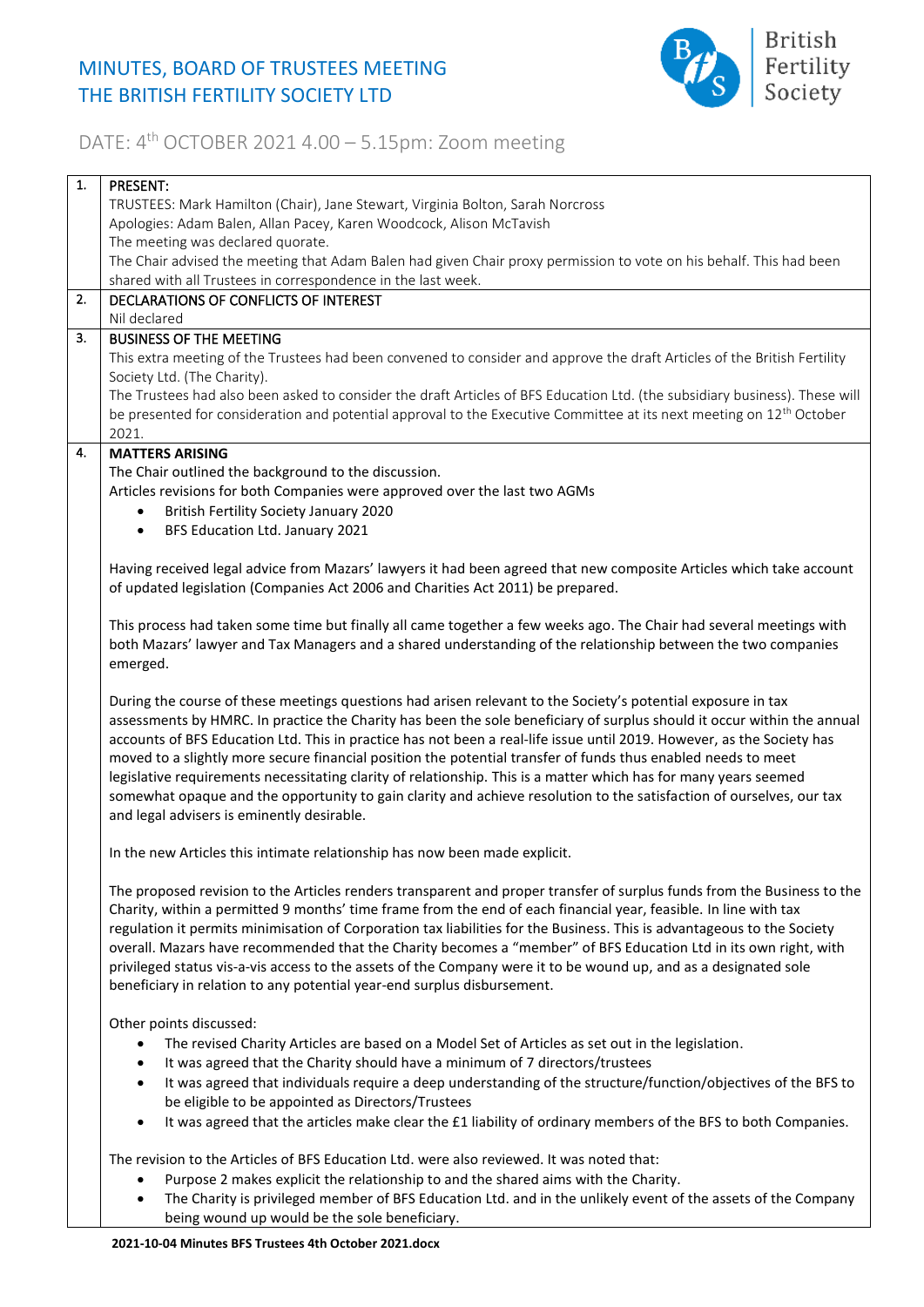# MINUTES, BOARD OF TRUSTEES MEETING
# THE BRITISH FERTILITY SOCIETY LTD

## DATE: 4th OCTOBER 2021 4.00 – 5.15pm: Zoom meeting

| | |
|---|---|
| 1. | **PRESENT:**<br>TRUSTEES: Mark Hamilton (Chair), Jane Stewart, Virginia Bolton, Sarah Norcross<br>Apologies: Adam Balen, Allan Pacey, Karen Woodcock, Alison McTavish<br>The meeting was declared quorate.<br>The Chair advised the meeting that Adam Balen had given Chair proxy permission to vote on his behalf. This had been shared with all Trustees in correspondence in the last week. |
| 2. | DECLARATIONS OF CONFLICTS OF INTEREST<br>Nil declared |
| 3. | BUSINESS OF THE MEETING<br>This extra meeting of the Trustees had been convened to consider and approve the draft Articles of the British Fertility Society Ltd. (The Charity).<br>The Trustees had also been asked to consider the draft Articles of BFS Education Ltd. (the subsidiary business). These will be presented for consideration and potential approval to the Executive Committee at its next meeting on 12th October 2021. |
| 4. | **MATTERS ARISING**<br>The Chair outlined the background to the discussion.<br>Articles revisions for both Companies were approved over the last two AGMs<br>• British Fertility Society January 2020<br>• BFS Education Ltd. January 2021<br><br>Having received legal advice from Mazars' lawyers it had been agreed that new composite Articles which take account of updated legislation (Companies Act 2006 and Charities Act 2011) be prepared.<br><br>This process had taken some time but finally all came together a few weeks ago. The Chair had several meetings with both Mazars' lawyer and Tax Managers and a shared understanding of the relationship between the two companies emerged.<br><br>During the course of these meetings questions had arisen relevant to the Society's potential exposure in tax assessments by HMRC. In practice the Charity has been the sole beneficiary of surplus should it occur within the annual accounts of BFS Education Ltd. This in practice has not been a real-life issue until 2019. However, as the Society has moved to a slightly more secure financial position the potential transfer of funds thus enabled needs to meet legislative requirements necessitating clarity of relationship. This is a matter which has for many years seemed somewhat opaque and the opportunity to gain clarity and achieve resolution to the satisfaction of ourselves, our tax and legal advisers is eminently desirable.<br><br>In the new Articles this intimate relationship has now been made explicit.<br><br>The proposed revision to the Articles renders transparent and proper transfer of surplus funds from the Business to the Charity, within a permitted 9 months' time frame from the end of each financial year, feasible. In line with tax regulation it permits minimisation of Corporation tax liabilities for the Business. This is advantageous to the Society overall. Mazars have recommended that the Charity becomes a "member" of BFS Education Ltd in its own right, with privileged status vis-a-vis access to the assets of the Company were it to be wound up, and as a designated sole beneficiary in relation to any potential year-end surplus disbursement.<br><br>Other points discussed:<br>• The revised Charity Articles are based on a Model Set of Articles as set out in the legislation.<br>• It was agreed that the Charity should have a minimum of 7 directors/trustees<br>• It was agreed that individuals require a deep understanding of the structure/function/objectives of the BFS to be eligible to be appointed as Directors/Trustees<br>• It was agreed that the articles make clear the £1 liability of ordinary members of the BFS to both Companies.<br><br>The revision to the Articles of BFS Education Ltd. were also reviewed. It was noted that:<br>• Purpose 2 makes explicit the relationship to and the shared aims with the Charity.<br>• The Charity is privileged member of BFS Education Ltd. and in the unlikely event of the assets of the Company being wound up would be the sole beneficiary. |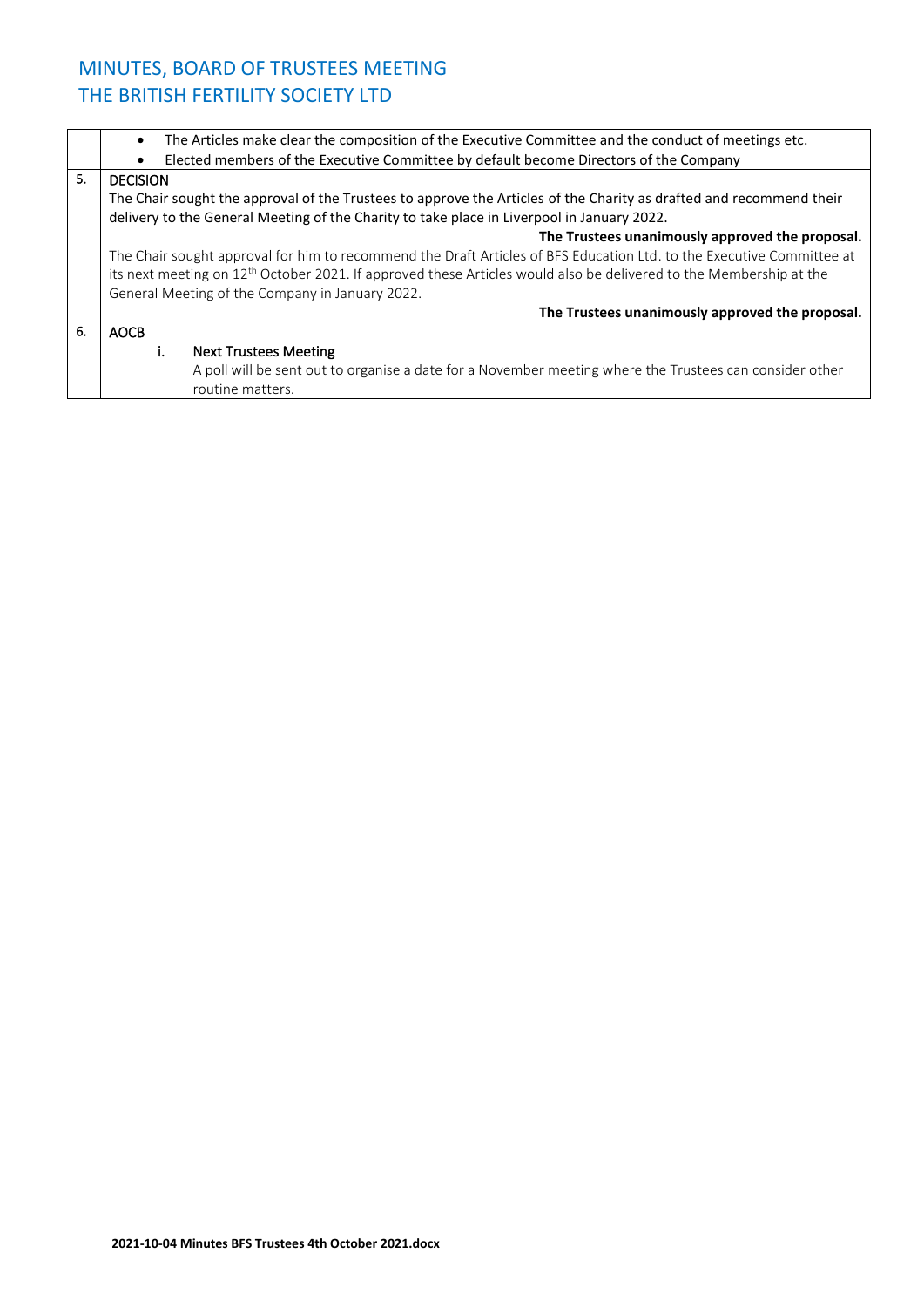| | |
|---|---|
| | • The Articles make clear the composition of the Executive Committee and the conduct of meetings etc.<br>• Elected members of the Executive Committee by default become Directors of the Company |
| 5. | DECISION<br>The Chair sought the approval of the Trustees to approve the Articles of the Charity as drafted and recommend their delivery to the General Meeting of the Charity to take place in Liverpool in January 2022.<br>**The Trustees unanimously approved the proposal.**<br>The Chair sought approval for him to recommend the Draft Articles of BFS Education Ltd. to the Executive Committee at its next meeting on 12th October 2021. If approved these Articles would also be delivered to the Membership at the General Meeting of the Company in January 2022.<br>**The Trustees unanimously approved the proposal.** |
| 6. | AOCB<br>i. Next Trustees Meeting<br>A poll will be sent out to organise a date for a November meeting where the Trustees can consider other routine matters. |